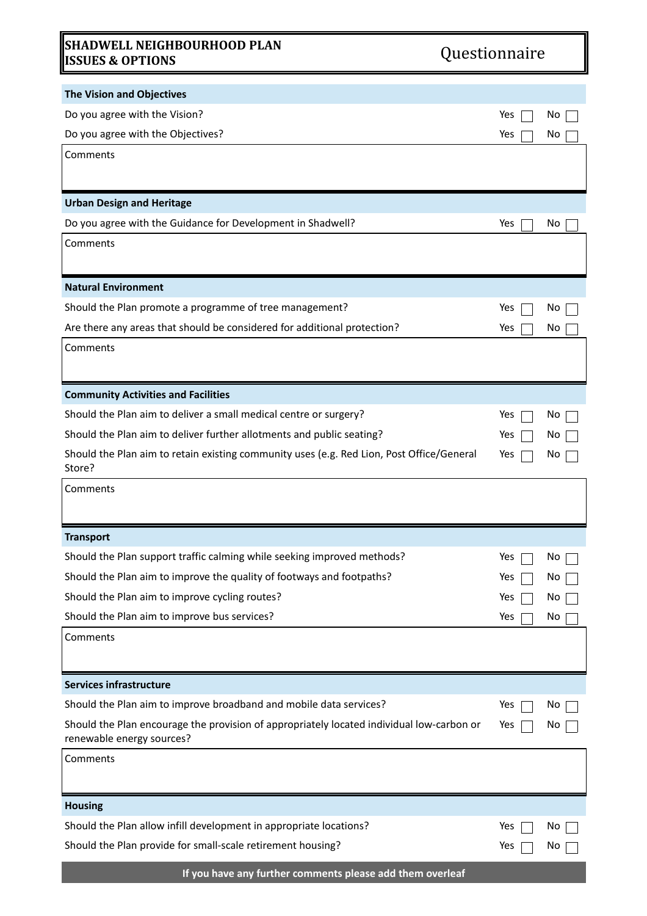# SHADWELL NEIGHBOURHOOD PLAN ISSUES & OPTIONS

## Questionnaire

### The Vision and Objectives

| Question | Yes | No |
| --- | --- | --- |
| Do you agree with the Vision? | ☐ | ☐ |
| Do you agree with the Objectives? | ☐ | ☐ |

Comments

### Urban Design and Heritage

| Question | Yes | No |
| --- | --- | --- |
| Do you agree with the Guidance for Development in Shadwell? | ☐ | ☐ |

Comments

### Natural Environment

| Question | Yes | No |
| --- | --- | --- |
| Should the Plan promote a programme of tree management? | ☐ | ☐ |
| Are there any areas that should be considered for additional protection? | ☐ | ☐ |

Comments

### Community Activities and Facilities

| Question | Yes | No |
| --- | --- | --- |
| Should the Plan aim to deliver a small medical centre or surgery? | ☐ | ☐ |
| Should the Plan aim to deliver further allotments and public seating? | ☐ | ☐ |
| Should the Plan aim to retain existing community uses (e.g. Red Lion, Post Office/General Store? | ☐ | ☐ |

Comments

### Transport

| Question | Yes | No |
| --- | --- | --- |
| Should the Plan support traffic calming while seeking improved methods? | ☐ | ☐ |
| Should the Plan aim to improve the quality of footways and footpaths? | ☐ | ☐ |
| Should the Plan aim to improve cycling routes? | ☐ | ☐ |
| Should the Plan aim to improve bus services? | ☐ | ☐ |

Comments

### Services infrastructure

| Question | Yes | No |
| --- | --- | --- |
| Should the Plan aim to improve broadband and mobile data services? | ☐ | ☐ |
| Should the Plan encourage the provision of appropriately located individual low-carbon or renewable energy sources? | ☐ | ☐ |

Comments

### Housing

| Question | Yes | No |
| --- | --- | --- |
| Should the Plan allow infill development in appropriate locations? | ☐ | ☐ |
| Should the Plan provide for small-scale retirement housing? | ☐ | ☐ |

**If you have any further comments please add them overleaf**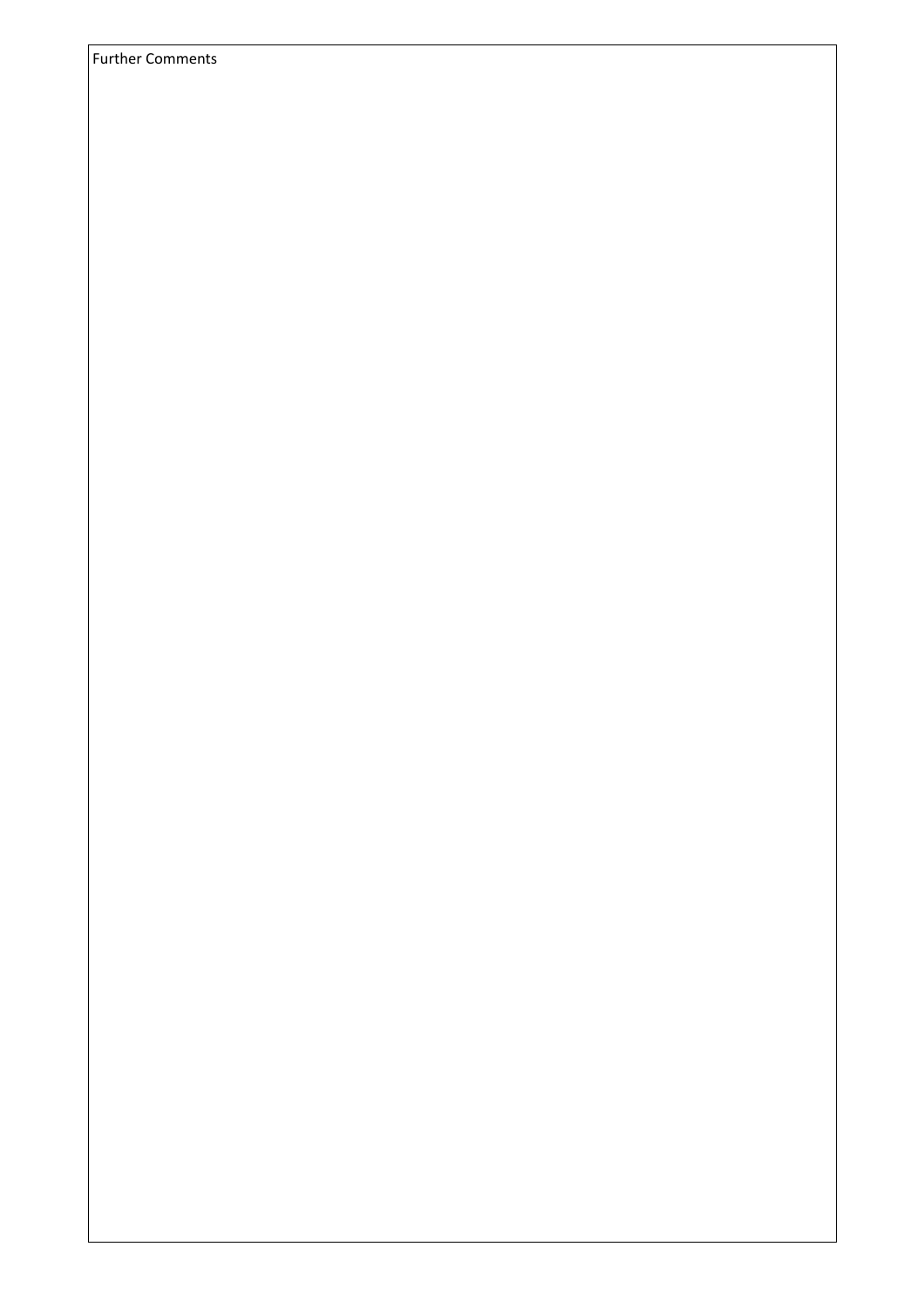Further Comments